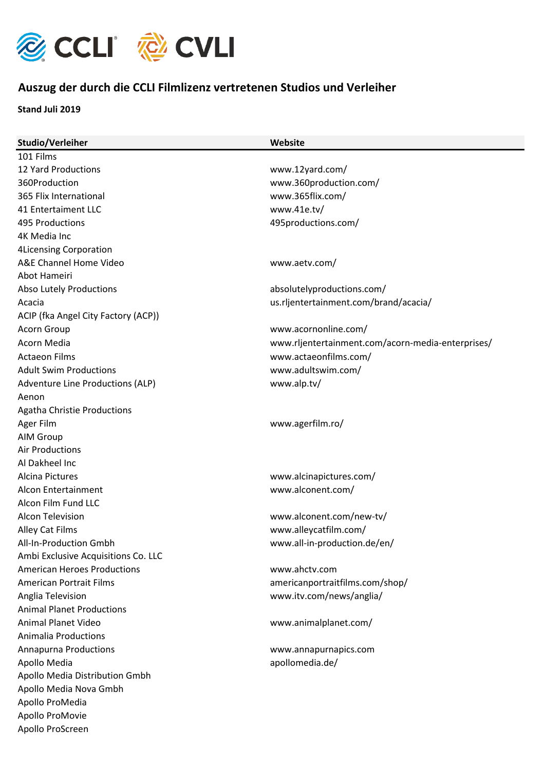CCLI CVLI

## Auszug der durch die CCLI Filmlizenz vertretenen Studios und Verleiher

**Stand Juli 2019**

| Studio/Verleiher | Website |
|---|---|
| 101 Films | |
| 12 Yard Productions | www.12yard.com/ |
| 360Production | www.360production.com/ |
| 365 Flix International | www.365flix.com/ |
| 41 Entertaiment LLC | www.41e.tv/ |
| 495 Productions | 495productions.com/ |
| 4K Media Inc | |
| 4Licensing Corporation | |
| A&E Channel Home Video | www.aetv.com/ |
| Abot Hameiri | |
| Abso Lutely Productions | absolutelyproductions.com/ |
| Acacia | us.rljentertainment.com/brand/acacia/ |
| ACIP (fka Angel City Factory (ACP)) | |
| Acorn Group | www.acornonline.com/ |
| Acorn Media | www.rljentertainment.com/acorn-media-enterprises/ |
| Actaeon Films | www.actaeonfilms.com/ |
| Adult Swim Productions | www.adultswim.com/ |
| Adventure Line Productions (ALP) | www.alp.tv/ |
| Aenon | |
| Agatha Christie Productions | |
| Ager Film | www.agerfilm.ro/ |
| AIM Group | |
| Air Productions | |
| Al Dakheel Inc | |
| Alcina Pictures | www.alcinapictures.com/ |
| Alcon Entertainment | www.alconent.com/ |
| Alcon Film Fund LLC | |
| Alcon Television | www.alconent.com/new-tv/ |
| Alley Cat Films | www.alleycatfilm.com/ |
| All-In-Production Gmbh | www.all-in-production.de/en/ |
| Ambi Exclusive Acquisitions Co. LLC | |
| American Heroes Productions | www.ahctv.com |
| American Portrait Films | americanportraitfilms.com/shop/ |
| Anglia Television | www.itv.com/news/anglia/ |
| Animal Planet Productions | |
| Animal Planet Video | www.animalplanet.com/ |
| Animalia Productions | |
| Annapurna Productions | www.annapurnapics.com |
| Apollo Media | apollomedia.de/ |
| Apollo Media Distribution Gmbh | |
| Apollo Media Nova Gmbh | |
| Apollo ProMedia | |
| Apollo ProMovie | |
| Apollo ProScreen | |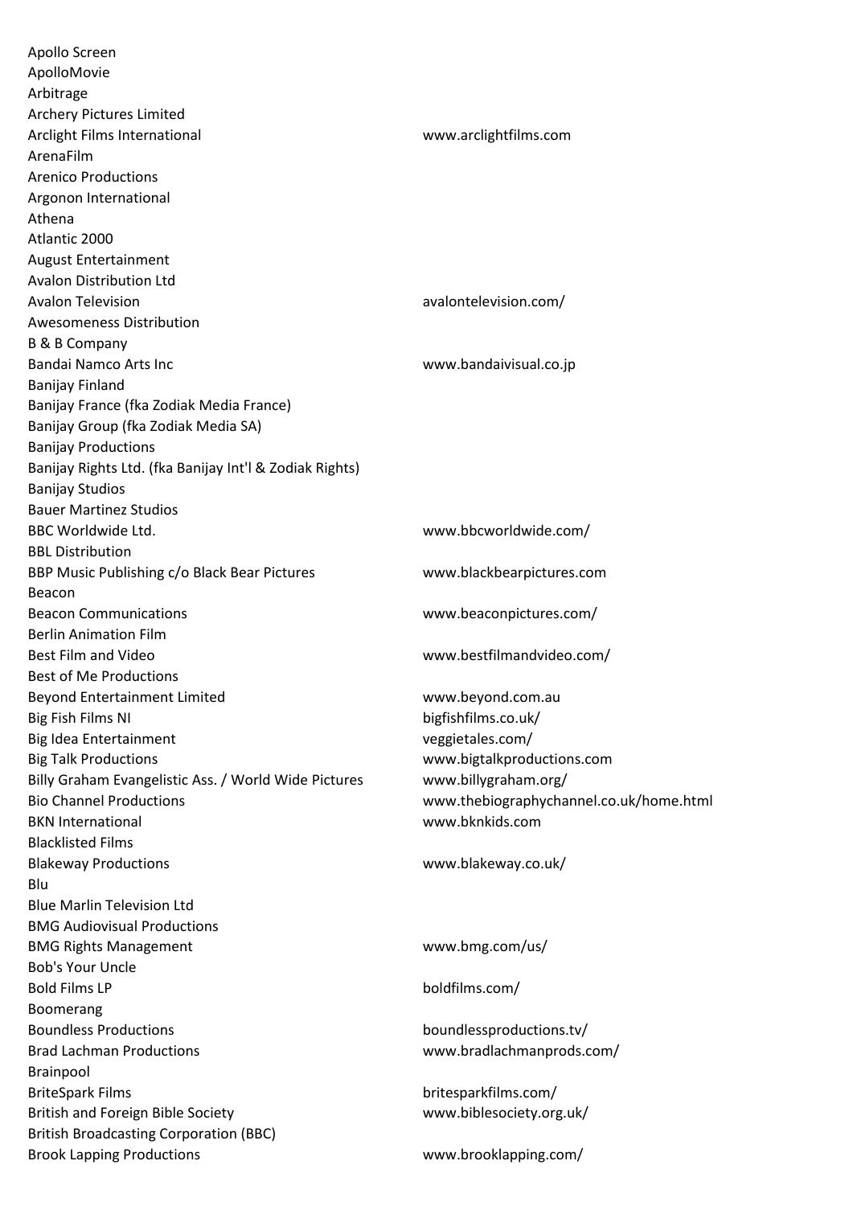| | |
|---|---|
| Apollo Screen | |
| ApolloMovie | |
| Arbitrage | |
| Archery Pictures Limited | |
| Arclight Films International | www.arclightfilms.com |
| ArenaFilm | |
| Arenico Productions | |
| Argonon International | |
| Athena | |
| Atlantic 2000 | |
| August Entertainment | |
| Avalon Distribution Ltd | |
| Avalon Television | avalontelevision.com/ |
| Awesomeness Distribution | |
| B & B Company | |
| Bandai Namco Arts Inc | www.bandaivisual.co.jp |
| Banijay Finland | |
| Banijay France (fka Zodiak Media France) | |
| Banijay Group (fka Zodiak Media SA) | |
| Banijay Productions | |
| Banijay Rights Ltd. (fka Banijay Int'l & Zodiak Rights) | |
| Banijay Studios | |
| Bauer Martinez Studios | |
| BBC Worldwide Ltd. | www.bbcworldwide.com/ |
| BBL Distribution | |
| BBP Music Publishing c/o Black Bear Pictures | www.blackbearpictures.com |
| Beacon | |
| Beacon Communications | www.beaconpictures.com/ |
| Berlin Animation Film | |
| Best Film and Video | www.bestfilmandvideo.com/ |
| Best of Me Productions | |
| Beyond Entertainment Limited | www.beyond.com.au |
| Big Fish Films NI | bigfishfilms.co.uk/ |
| Big Idea Entertainment | veggietales.com/ |
| Big Talk Productions | www.bigtalkproductions.com |
| Billy Graham Evangelistic Ass. / World Wide Pictures | www.billygraham.org/ |
| Bio Channel Productions | www.thebiographychannel.co.uk/home.html |
| BKN International | www.bknkids.com |
| Blacklisted Films | |
| Blakeway Productions | www.blakeway.co.uk/ |
| Blu | |
| Blue Marlin Television Ltd | |
| BMG Audiovisual Productions | |
| BMG Rights Management | www.bmg.com/us/ |
| Bob's Your Uncle | |
| Bold Films LP | boldfilms.com/ |
| Boomerang | |
| Boundless Productions | boundlessproductions.tv/ |
| Brad Lachman Productions | www.bradlachmanprods.com/ |
| Brainpool | |
| BriteSpark Films | britesparkfilms.com/ |
| British and Foreign Bible Society | www.biblesociety.org.uk/ |
| British Broadcasting Corporation (BBC) | |
| Brook Lapping Productions | www.brooklapping.com/ |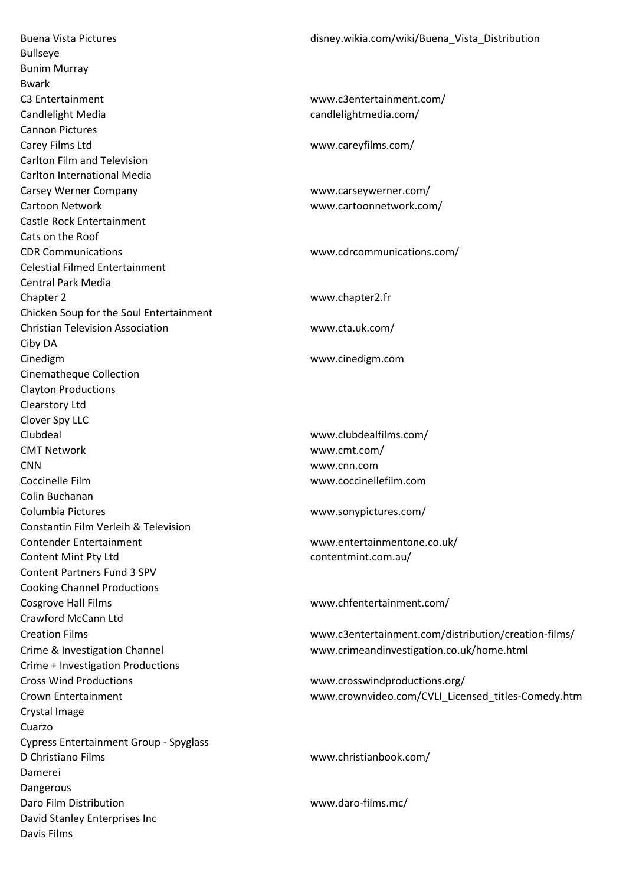| | |
|---|---|
| Buena Vista Pictures | disney.wikia.com/wiki/Buena_Vista_Distribution |
| Bullseye | |
| Bunim Murray | |
| Bwark | |
| C3 Entertainment | www.c3entertainment.com/ |
| Candlelight Media | candlelightmedia.com/ |
| Cannon Pictures | |
| Carey Films Ltd | www.careyfilms.com/ |
| Carlton Film and Television | |
| Carlton International Media | |
| Carsey Werner Company | www.carseywerner.com/ |
| Cartoon Network | www.cartoonnetwork.com/ |
| Castle Rock Entertainment | |
| Cats on the Roof | |
| CDR Communications | www.cdrcommunications.com/ |
| Celestial Filmed Entertainment | |
| Central Park Media | |
| Chapter 2 | www.chapter2.fr |
| Chicken Soup for the Soul Entertainment | |
| Christian Television Association | www.cta.uk.com/ |
| Ciby DA | |
| Cinedigm | www.cinedigm.com |
| Cinematheque Collection | |
| Clayton Productions | |
| Clearstory Ltd | |
| Clover Spy LLC | |
| Clubdeal | www.clubdealfilms.com/ |
| CMT Network | www.cmt.com/ |
| CNN | www.cnn.com |
| Coccinelle Film | www.coccinellefilm.com |
| Colin Buchanan | |
| Columbia Pictures | www.sonypictures.com/ |
| Constantin Film Verleih & Television | |
| Contender Entertainment | www.entertainmentone.co.uk/ |
| Content Mint Pty Ltd | contentmint.com.au/ |
| Content Partners Fund 3 SPV | |
| Cooking Channel Productions | |
| Cosgrove Hall Films | www.chfentertainment.com/ |
| Crawford McCann Ltd | |
| Creation Films | www.c3entertainment.com/distribution/creation-films/ |
| Crime & Investigation Channel | www.crimeandinvestigation.co.uk/home.html |
| Crime + Investigation Productions | |
| Cross Wind Productions | www.crosswindproductions.org/ |
| Crown Entertainment | www.crownvideo.com/CVLI_Licensed_titles-Comedy.htm |
| Crystal Image | |
| Cuarzo | |
| Cypress Entertainment Group - Spyglass | |
| D Christiano Films | www.christianbook.com/ |
| Damerei | |
| Dangerous | |
| Daro Film Distribution | www.daro-films.mc/ |
| David Stanley Enterprises Inc | |
| Davis Films | |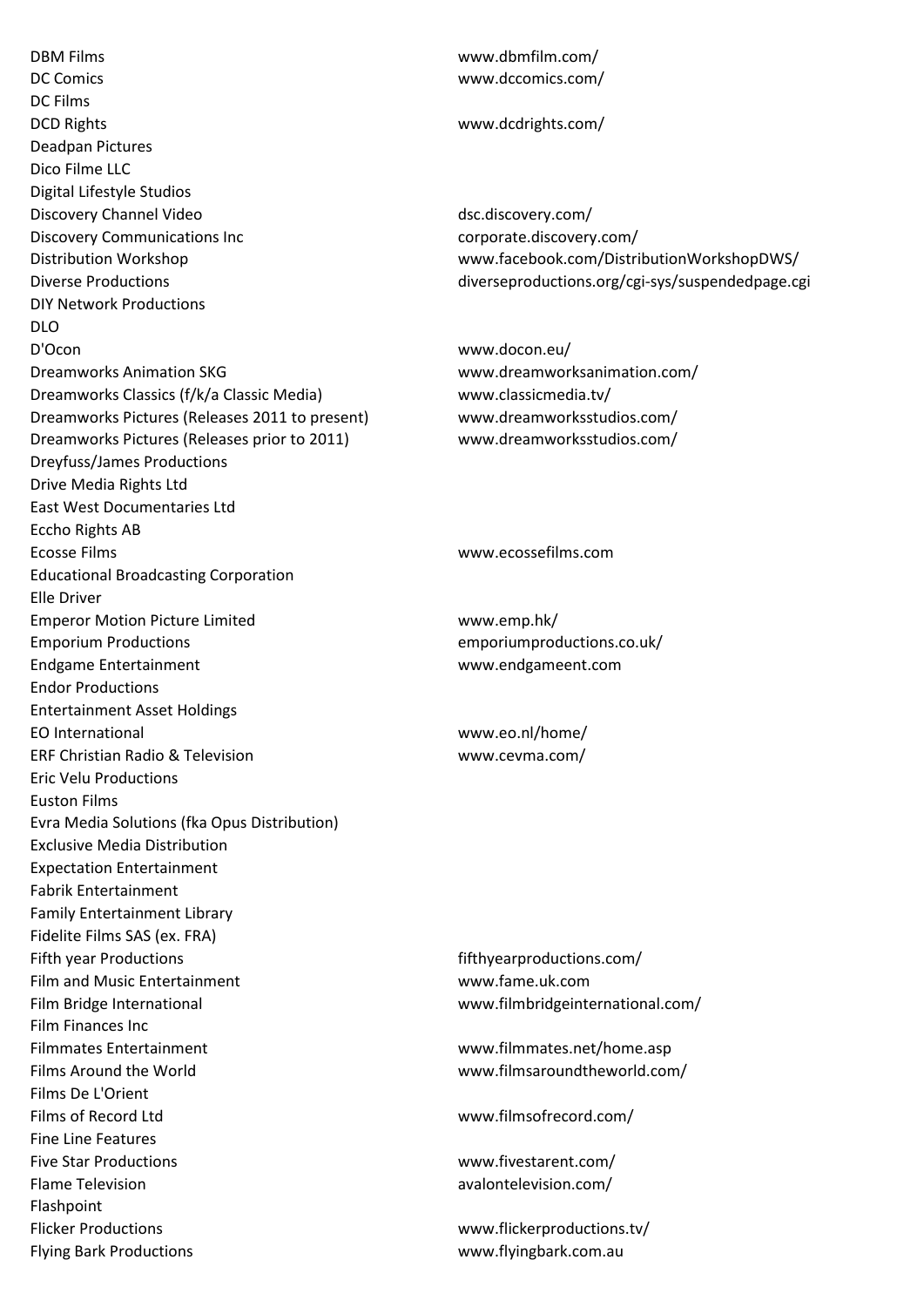| | |
|---|---|
| DBM Films | www.dbmfilm.com/ |
| DC Comics | www.dccomics.com/ |
| DC Films | |
| DCD Rights | www.dcdrights.com/ |
| Deadpan Pictures | |
| Dico Filme LLC | |
| Digital Lifestyle Studios | |
| Discovery Channel Video | dsc.discovery.com/ |
| Discovery Communications Inc | corporate.discovery.com/ |
| Distribution Workshop | www.facebook.com/DistributionWorkshopDWS/ |
| Diverse Productions | diverseproductions.org/cgi-sys/suspendedpage.cgi |
| DIY Network Productions | |
| DLO | |
| D'Ocon | www.docon.eu/ |
| Dreamworks Animation SKG | www.dreamworksanimation.com/ |
| Dreamworks Classics (f/k/a Classic Media) | www.classicmedia.tv/ |
| Dreamworks Pictures (Releases 2011 to present) | www.dreamworksstudios.com/ |
| Dreamworks Pictures (Releases prior to 2011) | www.dreamworksstudios.com/ |
| Dreyfuss/James Productions | |
| Drive Media Rights Ltd | |
| East West Documentaries Ltd | |
| Eccho Rights AB | |
| Ecosse Films | www.ecossefilms.com |
| Educational Broadcasting Corporation | |
| Elle Driver | |
| Emperor Motion Picture Limited | www.emp.hk/ |
| Emporium Productions | emporiumproductions.co.uk/ |
| Endgame Entertainment | www.endgameent.com |
| Endor Productions | |
| Entertainment Asset Holdings | |
| EO International | www.eo.nl/home/ |
| ERF Christian Radio & Television | www.cevma.com/ |
| Eric Velu Productions | |
| Euston Films | |
| Evra Media Solutions (fka Opus Distribution) | |
| Exclusive Media Distribution | |
| Expectation Entertainment | |
| Fabrik Entertainment | |
| Family Entertainment Library | |
| Fidelite Films SAS (ex. FRA) | |
| Fifth year Productions | fifthyearproductions.com/ |
| Film and Music Entertainment | www.fame.uk.com |
| Film Bridge International | www.filmbridgeinternational.com/ |
| Film Finances Inc | |
| Filmmates Entertainment | www.filmmates.net/home.asp |
| Films Around the World | www.filmsaroundtheworld.com/ |
| Films De L'Orient | |
| Films of Record Ltd | www.filmsofrecord.com/ |
| Fine Line Features | |
| Five Star Productions | www.fivestarent.com/ |
| Flame Television | avalontelevision.com/ |
| Flashpoint | |
| Flicker Productions | www.flickerproductions.tv/ |
| Flying Bark Productions | www.flyingbark.com.au |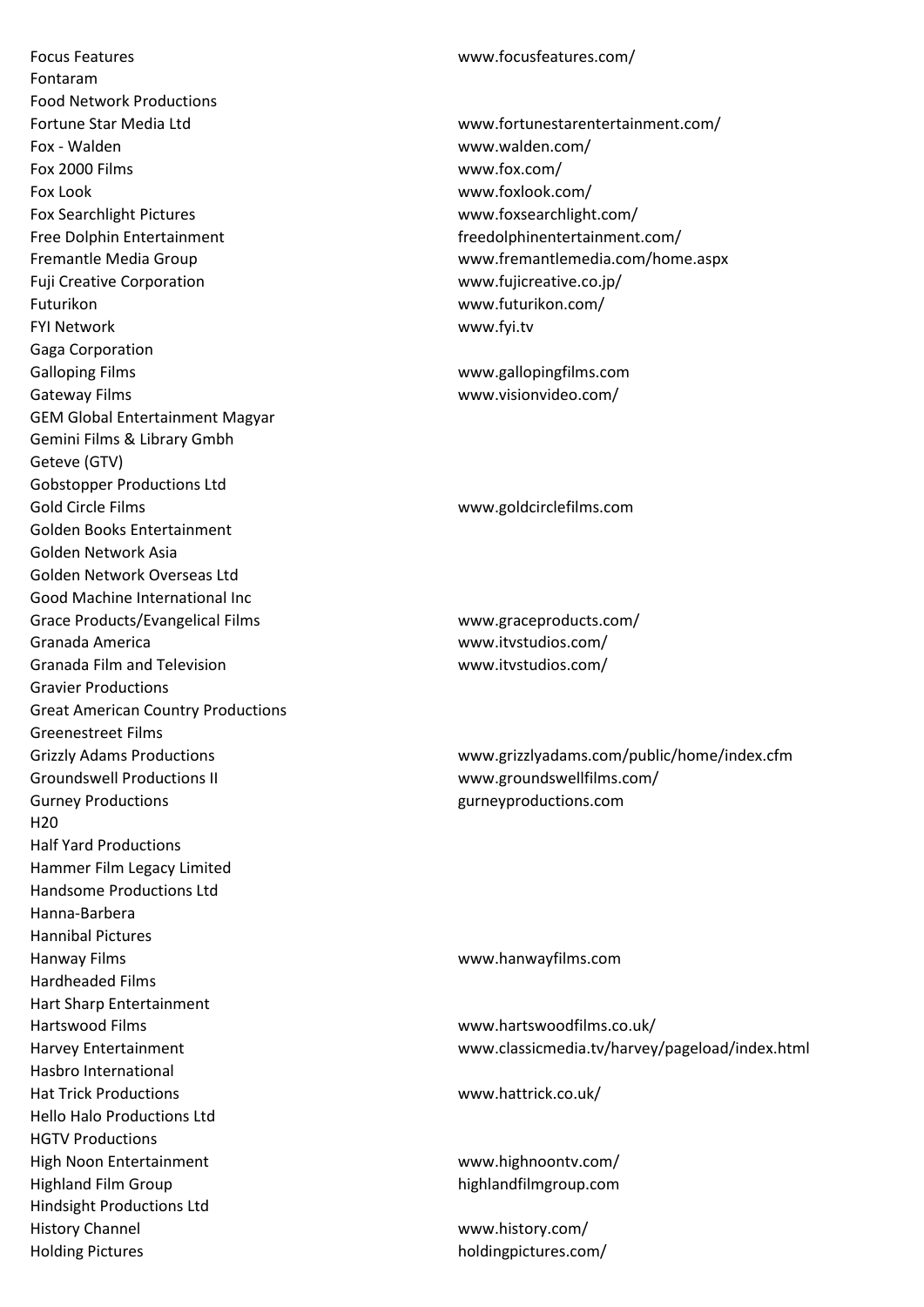| | |
|---|---|
| Focus Features | www.focusfeatures.com/ |
| Fontaram | |
| Food Network Productions | |
| Fortune Star Media Ltd | www.fortunestarentertainment.com/ |
| Fox - Walden | www.walden.com/ |
| Fox 2000 Films | www.fox.com/ |
| Fox Look | www.foxlook.com/ |
| Fox Searchlight Pictures | www.foxsearchlight.com/ |
| Free Dolphin Entertainment | freedolphinentertainment.com/ |
| Fremantle Media Group | www.fremantlemedia.com/home.aspx |
| Fuji Creative Corporation | www.fujicreative.co.jp/ |
| Futurikon | www.futurikon.com/ |
| FYI Network | www.fyi.tv |
| Gaga Corporation | |
| Galloping Films | www.gallopingfilms.com |
| Gateway Films | www.visionvideo.com/ |
| GEM Global Entertainment Magyar | |
| Gemini Films & Library Gmbh | |
| Geteve (GTV) | |
| Gobstopper Productions Ltd | |
| Gold Circle Films | www.goldcirclefilms.com |
| Golden Books Entertainment | |
| Golden Network Asia | |
| Golden Network Overseas Ltd | |
| Good Machine International Inc | |
| Grace Products/Evangelical Films | www.graceproducts.com/ |
| Granada America | www.itvstudios.com/ |
| Granada Film and Television | www.itvstudios.com/ |
| Gravier Productions | |
| Great American Country Productions | |
| Greenestreet Films | |
| Grizzly Adams Productions | www.grizzlyadams.com/public/home/index.cfm |
| Groundswell Productions II | www.groundswellfilms.com/ |
| Gurney Productions | gurneyproductions.com |
| H20 | |
| Half Yard Productions | |
| Hammer Film Legacy Limited | |
| Handsome Productions Ltd | |
| Hanna-Barbera | |
| Hannibal Pictures | |
| Hanway Films | www.hanwayfilms.com |
| Hardheaded Films | |
| Hart Sharp Entertainment | |
| Hartswood Films | www.hartswoodfilms.co.uk/ |
| Harvey Entertainment | www.classicmedia.tv/harvey/pageload/index.html |
| Hasbro International | |
| Hat Trick Productions | www.hattrick.co.uk/ |
| Hello Halo Productions Ltd | |
| HGTV Productions | |
| High Noon Entertainment | www.highnoontv.com/ |
| Highland Film Group | highlandfilmgroup.com |
| Hindsight Productions Ltd | |
| History Channel | www.history.com/ |
| Holding Pictures | holdingpictures.com/ |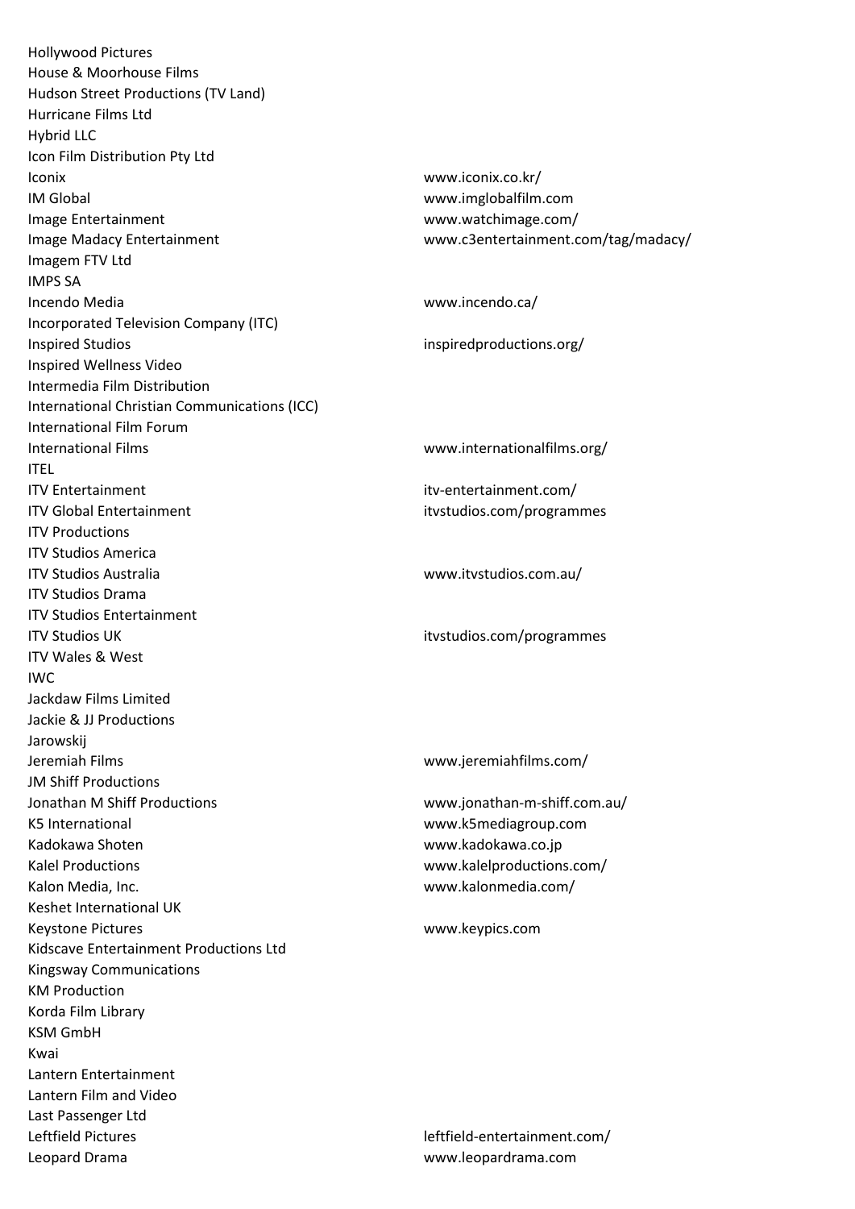| | |
|---|---|
| Hollywood Pictures | |
| House & Moorhouse Films | |
| Hudson Street Productions (TV Land) | |
| Hurricane Films Ltd | |
| Hybrid LLC | |
| Icon Film Distribution Pty Ltd | |
| Iconix | www.iconix.co.kr/ |
| IM Global | www.imglobalfilm.com |
| Image Entertainment | www.watchimage.com/ |
| Image Madacy Entertainment | www.c3entertainment.com/tag/madacy/ |
| Imagem FTV Ltd | |
| IMPS SA | |
| Incendo Media | www.incendo.ca/ |
| Incorporated Television Company (ITC) | |
| Inspired Studios | inspiredproductions.org/ |
| Inspired Wellness Video | |
| Intermedia Film Distribution | |
| International Christian Communications (ICC) | |
| International Film Forum | |
| International Films | www.internationalfilms.org/ |
| ITEL | |
| ITV Entertainment | itv-entertainment.com/ |
| ITV Global Entertainment | itvstudios.com/programmes |
| ITV Productions | |
| ITV Studios America | |
| ITV Studios Australia | www.itvstudios.com.au/ |
| ITV Studios Drama | |
| ITV Studios Entertainment | |
| ITV Studios UK | itvstudios.com/programmes |
| ITV Wales & West | |
| IWC | |
| Jackdaw Films Limited | |
| Jackie & JJ Productions | |
| Jarowskij | |
| Jeremiah Films | www.jeremiahfilms.com/ |
| JM Shiff Productions | |
| Jonathan M Shiff Productions | www.jonathan-m-shiff.com.au/ |
| K5 International | www.k5mediagroup.com |
| Kadokawa Shoten | www.kadokawa.co.jp |
| Kalel Productions | www.kalelproductions.com/ |
| Kalon Media, Inc. | www.kalonmedia.com/ |
| Keshet International UK | |
| Keystone Pictures | www.keypics.com |
| Kidscave Entertainment Productions Ltd | |
| Kingsway Communications | |
| KM Production | |
| Korda Film Library | |
| KSM GmbH | |
| Kwai | |
| Lantern Entertainment | |
| Lantern Film and Video | |
| Last Passenger Ltd | |
| Leftfield Pictures | leftfield-entertainment.com/ |
| Leopard Drama | www.leopardrama.com |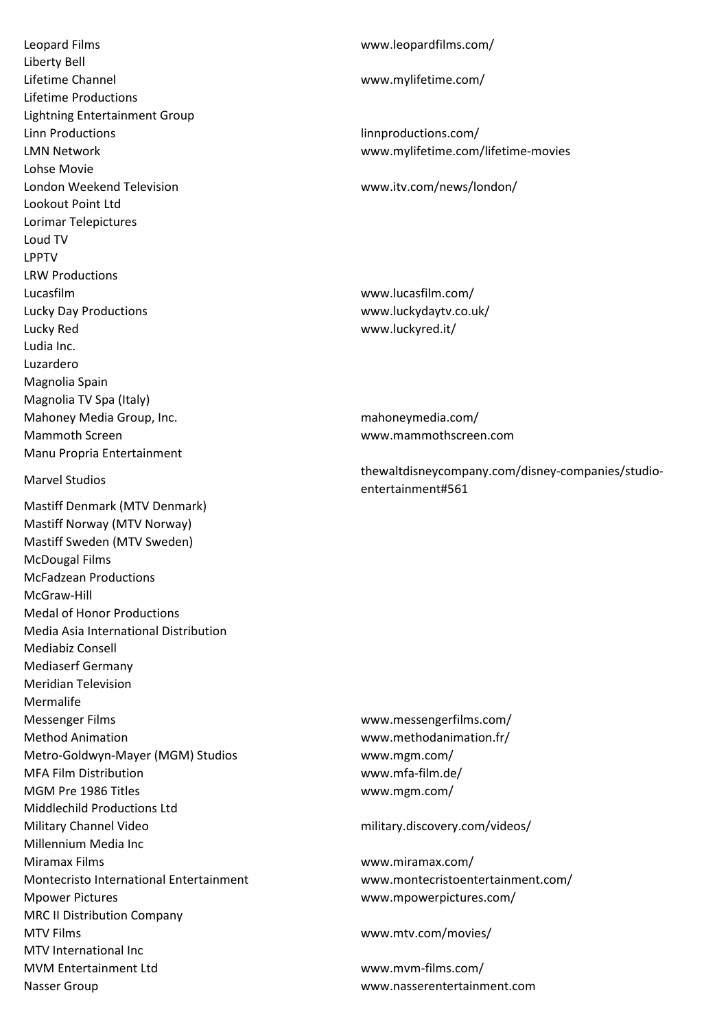| | |
|---|---|
| Leopard Films | www.leopardfilms.com/ |
| Liberty Bell | |
| Lifetime Channel | www.mylifetime.com/ |
| Lifetime Productions | |
| Lightning Entertainment Group | |
| Linn Productions | linnproductions.com/ |
| LMN Network | www.mylifetime.com/lifetime-movies |
| Lohse Movie | |
| London Weekend Television | www.itv.com/news/london/ |
| Lookout Point Ltd | |
| Lorimar Telepictures | |
| Loud TV | |
| LPPTV | |
| LRW Productions | |
| Lucasfilm | www.lucasfilm.com/ |
| Lucky Day Productions | www.luckydaytv.co.uk/ |
| Lucky Red | www.luckyred.it/ |
| Ludia Inc. | |
| Luzardero | |
| Magnolia Spain | |
| Magnolia TV Spa (Italy) | |
| Mahoney Media Group, Inc. | mahoneymedia.com/ |
| Mammoth Screen | www.mammothscreen.com |
| Manu Propria Entertainment | |
| Marvel Studios | thewaltdisneycompany.com/disney-companies/studio-entertainment#561 |
| Mastiff Denmark (MTV Denmark) | |
| Mastiff Norway (MTV Norway) | |
| Mastiff Sweden (MTV Sweden) | |
| McDougal Films | |
| McFadzean Productions | |
| McGraw-Hill | |
| Medal of Honor Productions | |
| Media Asia International Distribution | |
| Mediabiz Consell | |
| Mediaserf Germany | |
| Meridian Television | |
| Mermalife | |
| Messenger Films | www.messengerfilms.com/ |
| Method Animation | www.methodanimation.fr/ |
| Metro-Goldwyn-Mayer (MGM) Studios | www.mgm.com/ |
| MFA Film Distribution | www.mfa-film.de/ |
| MGM Pre 1986 Titles | www.mgm.com/ |
| Middlechild Productions Ltd | |
| Military Channel Video | military.discovery.com/videos/ |
| Millennium Media Inc | |
| Miramax Films | www.miramax.com/ |
| Montecristo International Entertainment | www.montecristoentertainment.com/ |
| Mpower Pictures | www.mpowerpictures.com/ |
| MRC II Distribution Company | |
| MTV Films | www.mtv.com/movies/ |
| MTV International Inc | |
| MVM Entertainment Ltd | www.mvm-films.com/ |
| Nasser Group | www.nasserentertainment.com |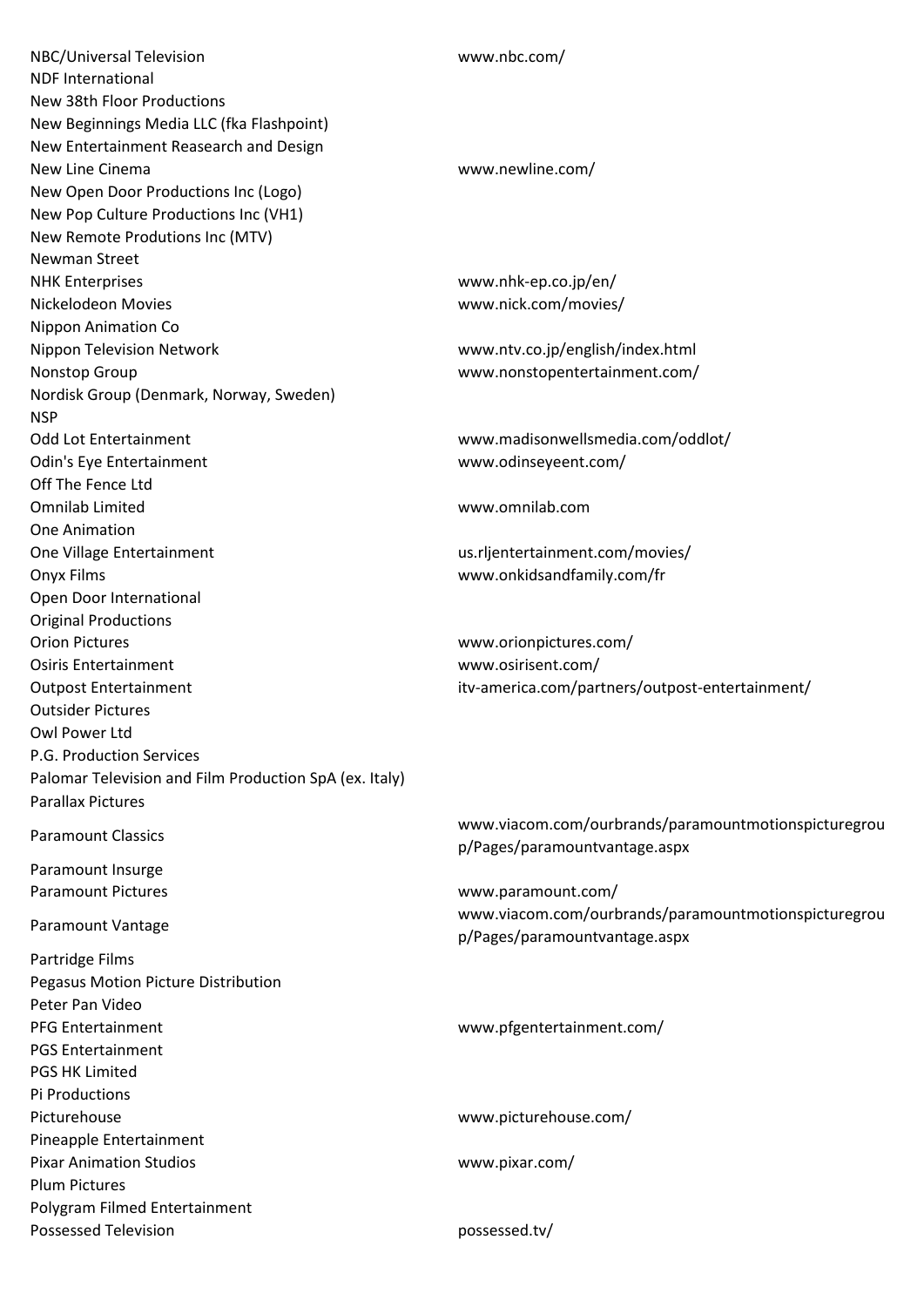| | |
|---|---|
| NBC/Universal Television | www.nbc.com/ |
| NDF International | |
| New 38th Floor Productions | |
| New Beginnings Media LLC (fka Flashpoint) | |
| New Entertainment Reasearch and Design | |
| New Line Cinema | www.newline.com/ |
| New Open Door Productions Inc (Logo) | |
| New Pop Culture Productions Inc (VH1) | |
| New Remote Produtions Inc (MTV) | |
| Newman Street | |
| NHK Enterprises | www.nhk-ep.co.jp/en/ |
| Nickelodeon Movies | www.nick.com/movies/ |
| Nippon Animation Co | |
| Nippon Television Network | www.ntv.co.jp/english/index.html |
| Nonstop Group | www.nonstopentertainment.com/ |
| Nordisk Group (Denmark, Norway, Sweden) | |
| NSP | |
| Odd Lot Entertainment | www.madisonwellsmedia.com/oddlot/ |
| Odin's Eye Entertainment | www.odinseyeent.com/ |
| Off The Fence Ltd | |
| Omnilab Limited | www.omnilab.com |
| One Animation | |
| One Village Entertainment | us.rljentertainment.com/movies/ |
| Onyx Films | www.onkidsandfamily.com/fr |
| Open Door International | |
| Original Productions | |
| Orion Pictures | www.orionpictures.com/ |
| Osiris Entertainment | www.osirisent.com/ |
| Outpost Entertainment | itv-america.com/partners/outpost-entertainment/ |
| Outsider Pictures | |
| Owl Power Ltd | |
| P.G. Production Services | |
| Palomar Television and Film Production SpA (ex. Italy) | |
| Parallax Pictures | |
| Paramount Classics | www.viacom.com/ourbrands/paramountmotionspicturegroup/Pages/paramountvantage.aspx |
| Paramount Insurge | |
| Paramount Pictures | www.paramount.com/ |
| Paramount Vantage | www.viacom.com/ourbrands/paramountmotionspicturegroup/Pages/paramountvantage.aspx |
| Partridge Films | |
| Pegasus Motion Picture Distribution | |
| Peter Pan Video | |
| PFG Entertainment | www.pfgentertainment.com/ |
| PGS Entertainment | |
| PGS HK Limited | |
| Pi Productions | |
| Picturehouse | www.picturehouse.com/ |
| Pineapple Entertainment | |
| Pixar Animation Studios | www.pixar.com/ |
| Plum Pictures | |
| Polygram Filmed Entertainment | |
| Possessed Television | possessed.tv/ |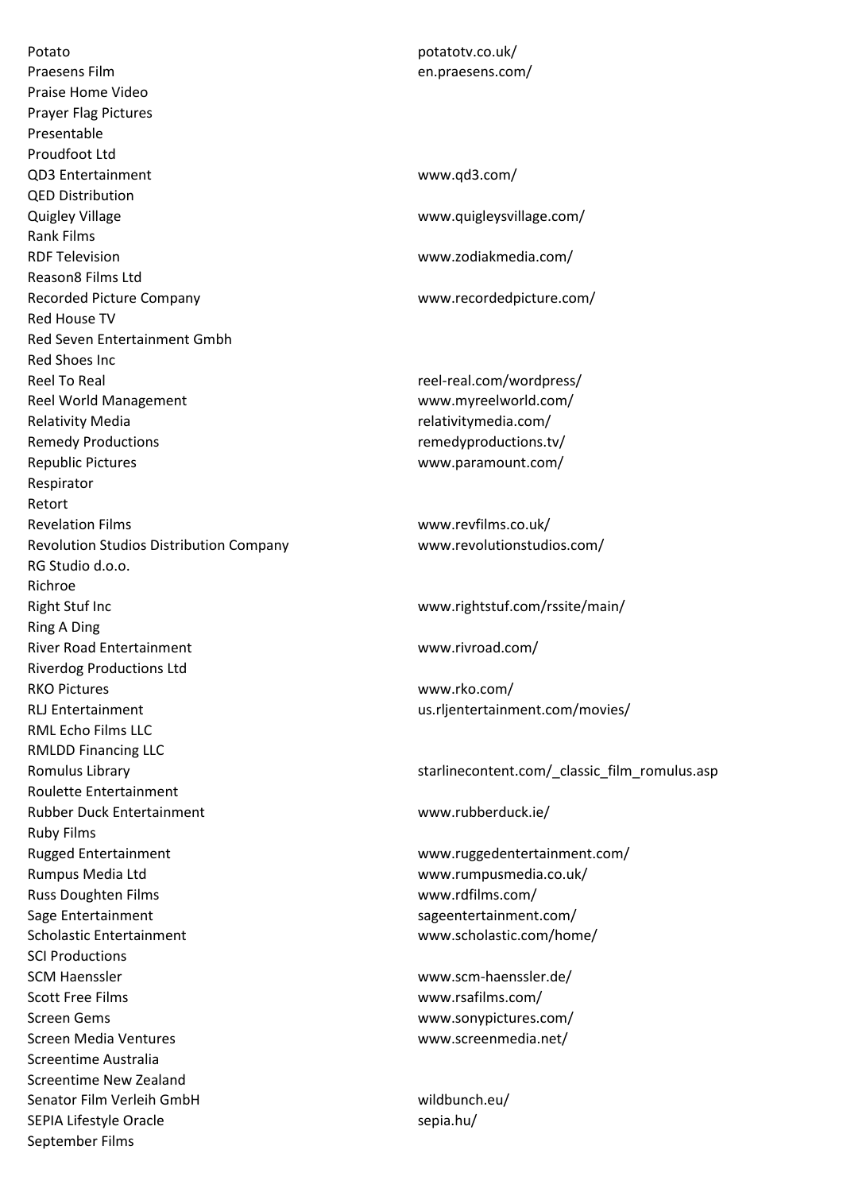| | |
|---|---|
| Potato | potatotv.co.uk/ |
| Praesens Film | en.praesens.com/ |
| Praise Home Video | |
| Prayer Flag Pictures | |
| Presentable | |
| Proudfoot Ltd | |
| QD3 Entertainment | www.qd3.com/ |
| QED Distribution | |
| Quigley Village | www.quigleysvillage.com/ |
| Rank Films | |
| RDF Television | www.zodiakmedia.com/ |
| Reason8 Films Ltd | |
| Recorded Picture Company | www.recordedpicture.com/ |
| Red House TV | |
| Red Seven Entertainment Gmbh | |
| Red Shoes Inc | |
| Reel To Real | reel-real.com/wordpress/ |
| Reel World Management | www.myreelworld.com/ |
| Relativity Media | relativitymedia.com/ |
| Remedy Productions | remedyproductions.tv/ |
| Republic Pictures | www.paramount.com/ |
| Respirator | |
| Retort | |
| Revelation Films | www.revfilms.co.uk/ |
| Revolution Studios Distribution Company | www.revolutionstudios.com/ |
| RG Studio d.o.o. | |
| Richroe | |
| Right Stuf Inc | www.rightstuf.com/rssite/main/ |
| Ring A Ding | |
| River Road Entertainment | www.rivroad.com/ |
| Riverdog Productions Ltd | |
| RKO Pictures | www.rko.com/ |
| RLJ Entertainment | us.rljentertainment.com/movies/ |
| RML Echo Films LLC | |
| RMLDD Financing LLC | |
| Romulus Library | starlinecontent.com/_classic_film_romulus.asp |
| Roulette Entertainment | |
| Rubber Duck Entertainment | www.rubberduck.ie/ |
| Ruby Films | |
| Rugged Entertainment | www.ruggedentertainment.com/ |
| Rumpus Media Ltd | www.rumpusmedia.co.uk/ |
| Russ Doughten Films | www.rdfilms.com/ |
| Sage Entertainment | sageentertainment.com/ |
| Scholastic Entertainment | www.scholastic.com/home/ |
| SCI Productions | |
| SCM Haenssler | www.scm-haenssler.de/ |
| Scott Free Films | www.rsafilms.com/ |
| Screen Gems | www.sonypictures.com/ |
| Screen Media Ventures | www.screenmedia.net/ |
| Screentime Australia | |
| Screentime New Zealand | |
| Senator Film Verleih GmbH | wildbunch.eu/ |
| SEPIA Lifestyle Oracle | sepia.hu/ |
| September Films | |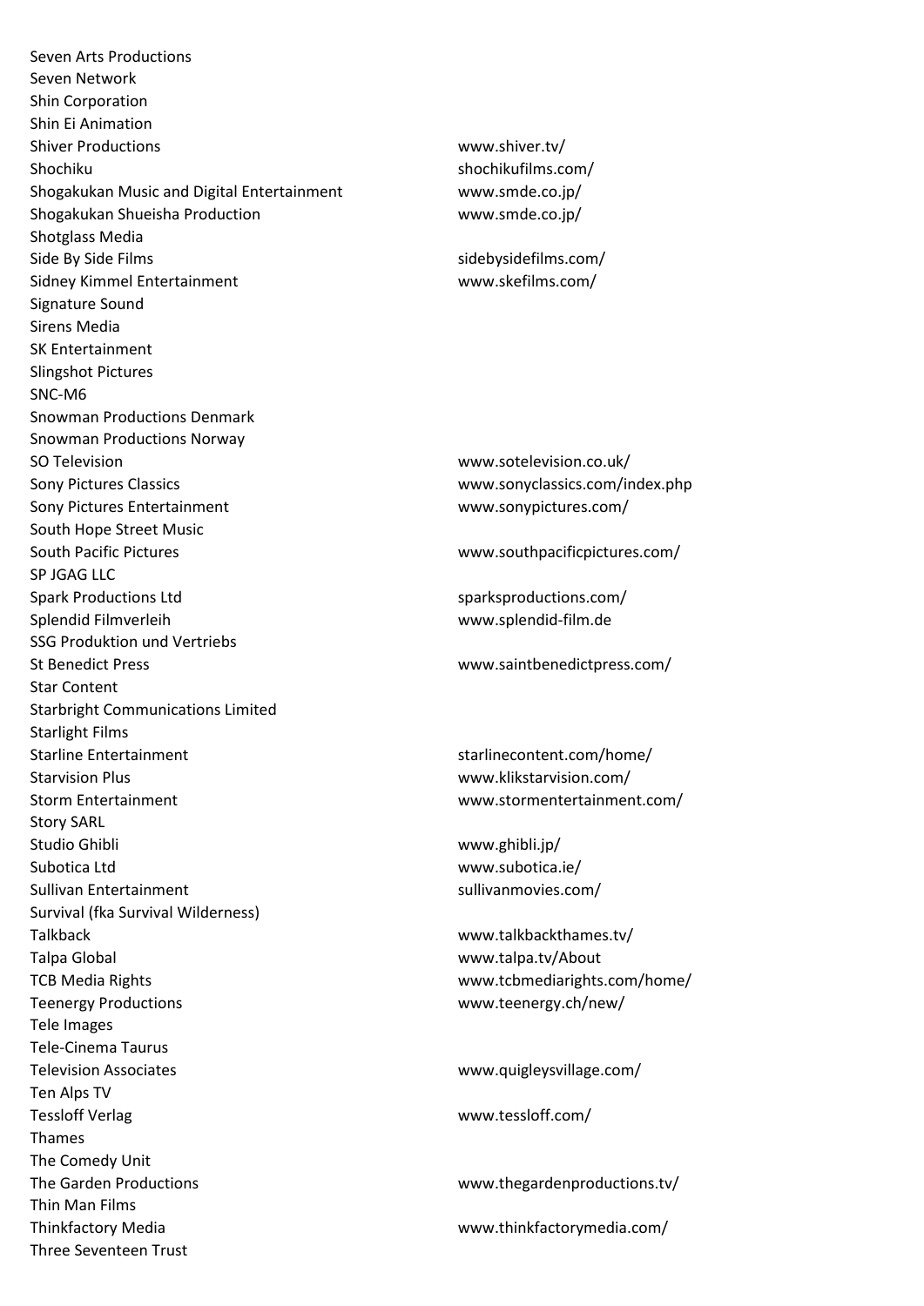| | |
|---|---|
| Seven Arts Productions | |
| Seven Network | |
| Shin Corporation | |
| Shin Ei Animation | |
| Shiver Productions | www.shiver.tv/ |
| Shochiku | shochikufilms.com/ |
| Shogakukan Music and Digital Entertainment | www.smde.co.jp/ |
| Shogakukan Shueisha Production | www.smde.co.jp/ |
| Shotglass Media | |
| Side By Side Films | sidebysidefilms.com/ |
| Sidney Kimmel Entertainment | www.skefilms.com/ |
| Signature Sound | |
| Sirens Media | |
| SK Entertainment | |
| Slingshot Pictures | |
| SNC-M6 | |
| Snowman Productions Denmark | |
| Snowman Productions Norway | |
| SO Television | www.sotelevision.co.uk/ |
| Sony Pictures Classics | www.sonyclassics.com/index.php |
| Sony Pictures Entertainment | www.sonypictures.com/ |
| South Hope Street Music | |
| South Pacific Pictures | www.southpacificpictures.com/ |
| SP JGAG LLC | |
| Spark Productions Ltd | sparksproductions.com/ |
| Splendid Filmverleih | www.splendid-film.de |
| SSG Produktion und Vertriebs | |
| St Benedict Press | www.saintbenedictpress.com/ |
| Star Content | |
| Starbright Communications Limited | |
| Starlight Films | |
| Starline Entertainment | starlinecontent.com/home/ |
| Starvision Plus | www.klikstarvision.com/ |
| Storm Entertainment | www.stormentertainment.com/ |
| Story SARL | |
| Studio Ghibli | www.ghibli.jp/ |
| Subotica Ltd | www.subotica.ie/ |
| Sullivan Entertainment | sullivanmovies.com/ |
| Survival (fka Survival Wilderness) | |
| Talkback | www.talkbackthames.tv/ |
| Talpa Global | www.talpa.tv/About |
| TCB Media Rights | www.tcbmediarights.com/home/ |
| Teenergy Productions | www.teenergy.ch/new/ |
| Tele Images | |
| Tele-Cinema Taurus | |
| Television Associates | www.quigleysvillage.com/ |
| Ten Alps TV | |
| Tessloff Verlag | www.tessloff.com/ |
| Thames | |
| The Comedy Unit | |
| The Garden Productions | www.thegardenproductions.tv/ |
| Thin Man Films | |
| Thinkfactory Media | www.thinkfactorymedia.com/ |
| Three Seventeen Trust | |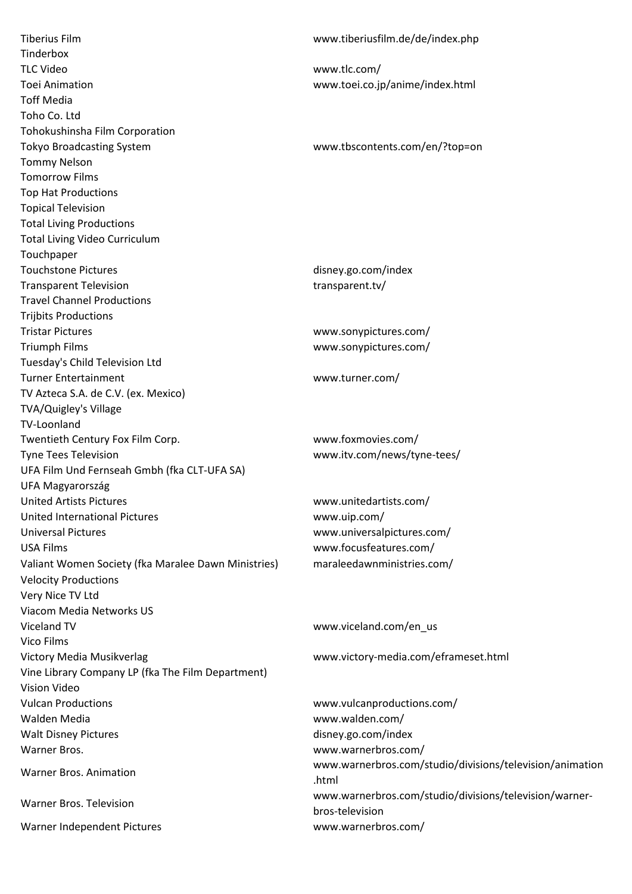| | |
|---|---|
| Tiberius Film | www.tiberiusfilm.de/de/index.php |
| Tinderbox | |
| TLC Video | www.tlc.com/ |
| Toei Animation | www.toei.co.jp/anime/index.html |
| Toff Media | |
| Toho Co. Ltd | |
| Tohokushinsha Film Corporation | |
| Tokyo Broadcasting System | www.tbscontents.com/en/?top=on |
| Tommy Nelson | |
| Tomorrow Films | |
| Top Hat Productions | |
| Topical Television | |
| Total Living Productions | |
| Total Living Video Curriculum | |
| Touchpaper | |
| Touchstone Pictures | disney.go.com/index |
| Transparent Television | transparent.tv/ |
| Travel Channel Productions | |
| Trijbits Productions | |
| Tristar Pictures | www.sonypictures.com/ |
| Triumph Films | www.sonypictures.com/ |
| Tuesday's Child Television Ltd | |
| Turner Entertainment | www.turner.com/ |
| TV Azteca S.A. de C.V. (ex. Mexico) | |
| TVA/Quigley's Village | |
| TV-Loonland | |
| Twentieth Century Fox Film Corp. | www.foxmovies.com/ |
| Tyne Tees Television | www.itv.com/news/tyne-tees/ |
| UFA Film Und Fernseah Gmbh (fka CLT-UFA SA) | |
| UFA Magyarország | |
| United Artists Pictures | www.unitedartists.com/ |
| United International Pictures | www.uip.com/ |
| Universal Pictures | www.universalpictures.com/ |
| USA Films | www.focusfeatures.com/ |
| Valiant Women Society (fka Maralee Dawn Ministries) | maraleedawnministries.com/ |
| Velocity Productions | |
| Very Nice TV Ltd | |
| Viacom Media Networks US | |
| Viceland TV | www.viceland.com/en_us |
| Vico Films | |
| Victory Media Musikverlag | www.victory-media.com/eframeset.html |
| Vine Library Company LP (fka The Film Department) | |
| Vision Video | |
| Vulcan Productions | www.vulcanproductions.com/ |
| Walden Media | www.walden.com/ |
| Walt Disney Pictures | disney.go.com/index |
| Warner Bros. | www.warnerbros.com/ |
| Warner Bros. Animation | www.warnerbros.com/studio/divisions/television/animation.html |
| Warner Bros. Television | www.warnerbros.com/studio/divisions/television/warner-bros-television |
| Warner Independent Pictures | www.warnerbros.com/ |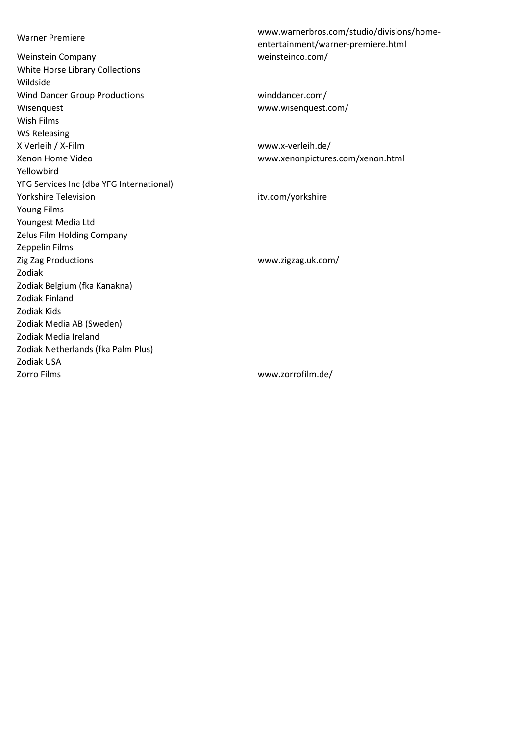| | |
|---|---|
| Warner Premiere | www.warnerbros.com/studio/divisions/home-entertainment/warner-premiere.html |
| Weinstein Company | weinsteinco.com/ |
| White Horse Library Collections | |
| Wildside | |
| Wind Dancer Group Productions | winddancer.com/ |
| Wisenquest | www.wisenquest.com/ |
| Wish Films | |
| WS Releasing | |
| X Verleih / X-Film | www.x-verleih.de/ |
| Xenon Home Video | www.xenonpictures.com/xenon.html |
| Yellowbird | |
| YFG Services Inc (dba YFG International) | |
| Yorkshire Television | itv.com/yorkshire |
| Young Films | |
| Youngest Media Ltd | |
| Zelus Film Holding Company | |
| Zeppelin Films | |
| Zig Zag Productions | www.zigzag.uk.com/ |
| Zodiak | |
| Zodiak Belgium (fka Kanakna) | |
| Zodiak Finland | |
| Zodiak Kids | |
| Zodiak Media AB (Sweden) | |
| Zodiak Media Ireland | |
| Zodiak Netherlands (fka Palm Plus) | |
| Zodiak USA | |
| Zorro Films | www.zorrofilm.de/ |